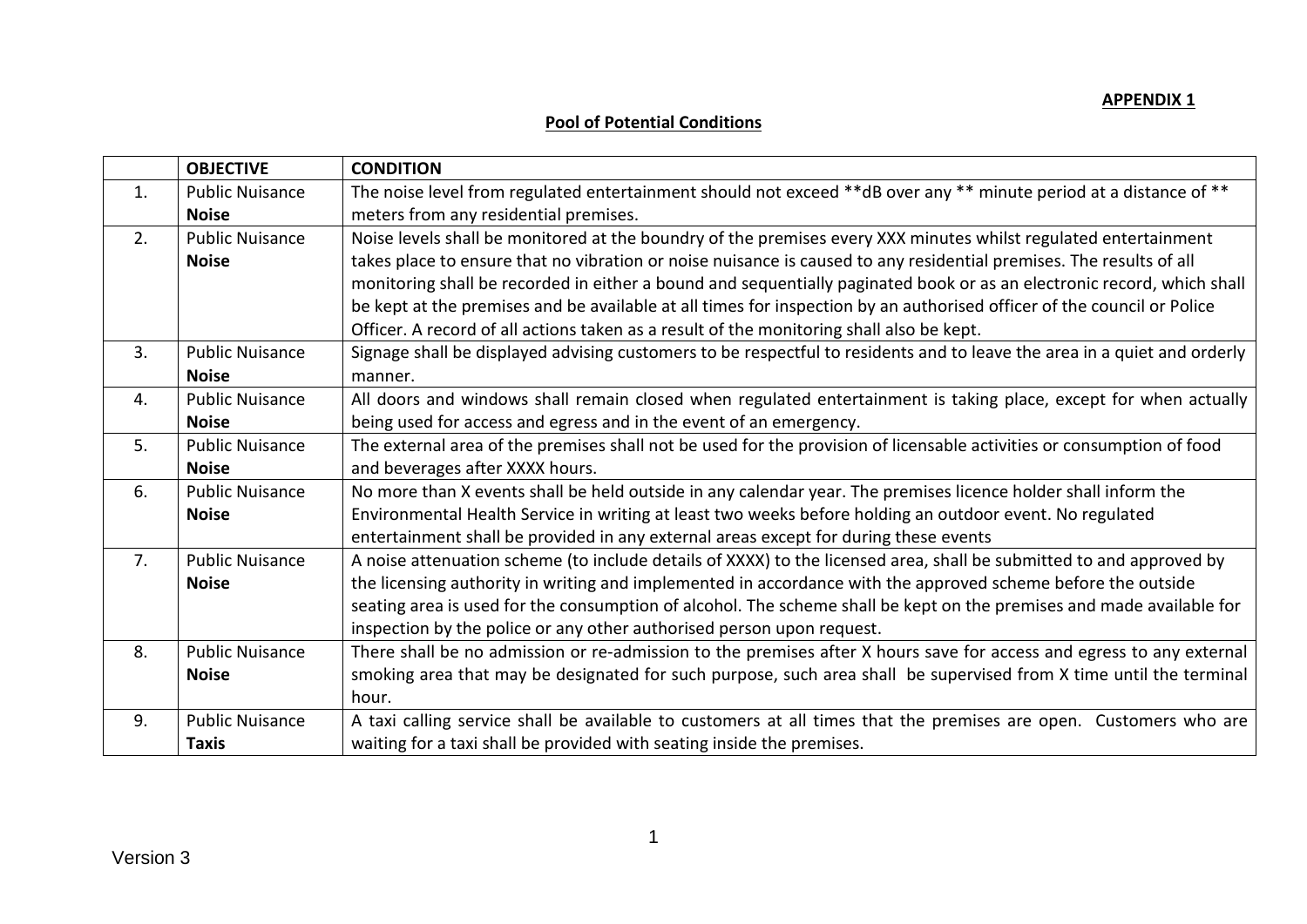**APPENDIX 1**

**Pool of Potential Conditions**

| | OBJECTIVE | CONDITION |
|---|---|---|
| 1. | Public Nuisance **Noise** | The noise level from regulated entertainment should not exceed **dB over any ** minute period at a distance of ** meters from any residential premises. |
| 2. | Public Nuisance **Noise** | Noise levels shall be monitored at the boundry of the premises every XXX minutes whilst regulated entertainment takes place to ensure that no vibration or noise nuisance is caused to any residential premises. The results of all monitoring shall be recorded in either a bound and sequentially paginated book or as an electronic record, which shall be kept at the premises and be available at all times for inspection by an authorised officer of the council or Police Officer. A record of all actions taken as a result of the monitoring shall also be kept. |
| 3. | Public Nuisance **Noise** | Signage shall be displayed advising customers to be respectful to residents and to leave the area in a quiet and orderly manner. |
| 4. | Public Nuisance **Noise** | All doors and windows shall remain closed when regulated entertainment is taking place, except for when actually being used for access and egress and in the event of an emergency. |
| 5. | Public Nuisance **Noise** | The external area of the premises shall not be used for the provision of licensable activities or consumption of food and beverages after XXXX hours. |
| 6. | Public Nuisance **Noise** | No more than X events shall be held outside in any calendar year. The premises licence holder shall inform the Environmental Health Service in writing at least two weeks before holding an outdoor event. No regulated entertainment shall be provided in any external areas except for during these events |
| 7. | Public Nuisance **Noise** | A noise attenuation scheme (to include details of XXXX) to the licensed area, shall be submitted to and approved by the licensing authority in writing and implemented in accordance with the approved scheme before the outside seating area is used for the consumption of alcohol. The scheme shall be kept on the premises and made available for inspection by the police or any other authorised person upon request. |
| 8. | Public Nuisance **Noise** | There shall be no admission or re-admission to the premises after X hours save for access and egress to any external smoking area that may be designated for such purpose, such area shall be supervised from X time until the terminal hour. |
| 9. | Public Nuisance **Taxis** | A taxi calling service shall be available to customers at all times that the premises are open. Customers who are waiting for a taxi shall be provided with seating inside the premises. |

Version 3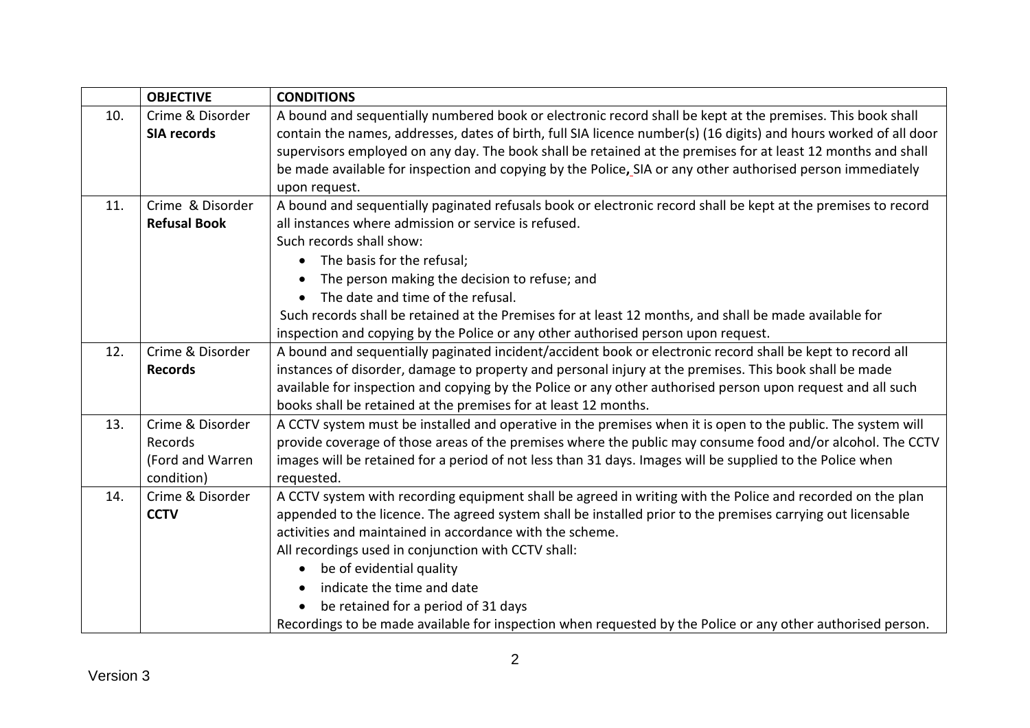| | OBJECTIVE | CONDITIONS |
|---|---|---|
| 10. | Crime & Disorder **SIA records** | A bound and sequentially numbered book or electronic record shall be kept at the premises. This book shall contain the names, addresses, dates of birth, full SIA licence number(s) (16 digits) and hours worked of all door supervisors employed on any day. The book shall be retained at the premises for at least 12 months and shall be made available for inspection and copying by the Police, SIA or any other authorised person immediately upon request. |
| 11. | Crime & Disorder **Refusal Book** | A bound and sequentially paginated refusals book or electronic record shall be kept at the premises to record all instances where admission or service is refused.<br>Such records shall show:<br>• The basis for the refusal;<br>• The person making the decision to refuse; and<br>• The date and time of the refusal.<br>Such records shall be retained at the Premises for at least 12 months, and shall be made available for inspection and copying by the Police or any other authorised person upon request. |
| 12. | Crime & Disorder **Records** | A bound and sequentially paginated incident/accident book or electronic record shall be kept to record all instances of disorder, damage to property and personal injury at the premises. This book shall be made available for inspection and copying by the Police or any other authorised person upon request and all such books shall be retained at the premises for at least 12 months. |
| 13. | Crime & Disorder Records (Ford and Warren condition) | A CCTV system must be installed and operative in the premises when it is open to the public. The system will provide coverage of those areas of the premises where the public may consume food and/or alcohol. The CCTV images will be retained for a period of not less than 31 days. Images will be supplied to the Police when requested. |
| 14. | Crime & Disorder **CCTV** | A CCTV system with recording equipment shall be agreed in writing with the Police and recorded on the plan appended to the licence. The agreed system shall be installed prior to the premises carrying out licensable activities and maintained in accordance with the scheme.<br>All recordings used in conjunction with CCTV shall:<br>• be of evidential quality<br>• indicate the time and date<br>• be retained for a period of 31 days<br>Recordings to be made available for inspection when requested by the Police or any other authorised person. |

Version 3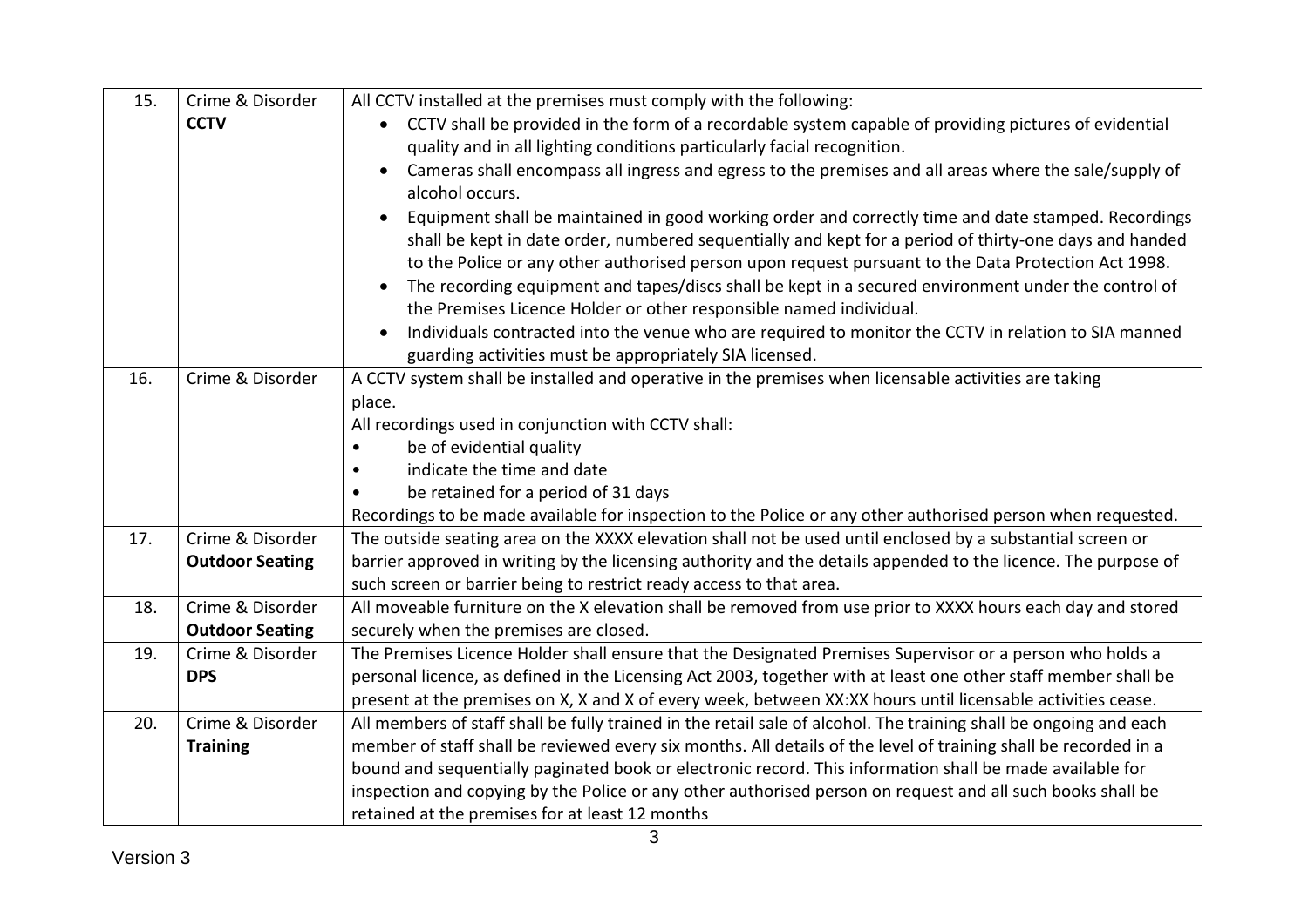| | | |
|---|---|---|
| 15. | Crime & Disorder **CCTV** | All CCTV installed at the premises must comply with the following:<br>• CCTV shall be provided in the form of a recordable system capable of providing pictures of evidential quality and in all lighting conditions particularly facial recognition.<br>• Cameras shall encompass all ingress and egress to the premises and all areas where the sale/supply of alcohol occurs.<br>• Equipment shall be maintained in good working order and correctly time and date stamped. Recordings shall be kept in date order, numbered sequentially and kept for a period of thirty-one days and handed to the Police or any other authorised person upon request pursuant to the Data Protection Act 1998.<br>• The recording equipment and tapes/discs shall be kept in a secured environment under the control of the Premises Licence Holder or other responsible named individual.<br>• Individuals contracted into the venue who are required to monitor the CCTV in relation to SIA manned guarding activities must be appropriately SIA licensed. |
| 16. | Crime & Disorder | A CCTV system shall be installed and operative in the premises when licensable activities are taking place.<br>All recordings used in conjunction with CCTV shall:<br>• be of evidential quality<br>• indicate the time and date<br>• be retained for a period of 31 days<br>Recordings to be made available for inspection to the Police or any other authorised person when requested. |
| 17. | Crime & Disorder **Outdoor Seating** | The outside seating area on the XXXX elevation shall not be used until enclosed by a substantial screen or barrier approved in writing by the licensing authority and the details appended to the licence. The purpose of such screen or barrier being to restrict ready access to that area. |
| 18. | Crime & Disorder **Outdoor Seating** | All moveable furniture on the X elevation shall be removed from use prior to XXXX hours each day and stored securely when the premises are closed. |
| 19. | Crime & Disorder **DPS** | The Premises Licence Holder shall ensure that the Designated Premises Supervisor or a person who holds a personal licence, as defined in the Licensing Act 2003, together with at least one other staff member shall be present at the premises on X, X and X of every week, between XX:XX hours until licensable activities cease. |
| 20. | Crime & Disorder **Training** | All members of staff shall be fully trained in the retail sale of alcohol. The training shall be ongoing and each member of staff shall be reviewed every six months. All details of the level of training shall be recorded in a bound and sequentially paginated book or electronic record. This information shall be made available for inspection and copying by the Police or any other authorised person on request and all such books shall be retained at the premises for at least 12 months |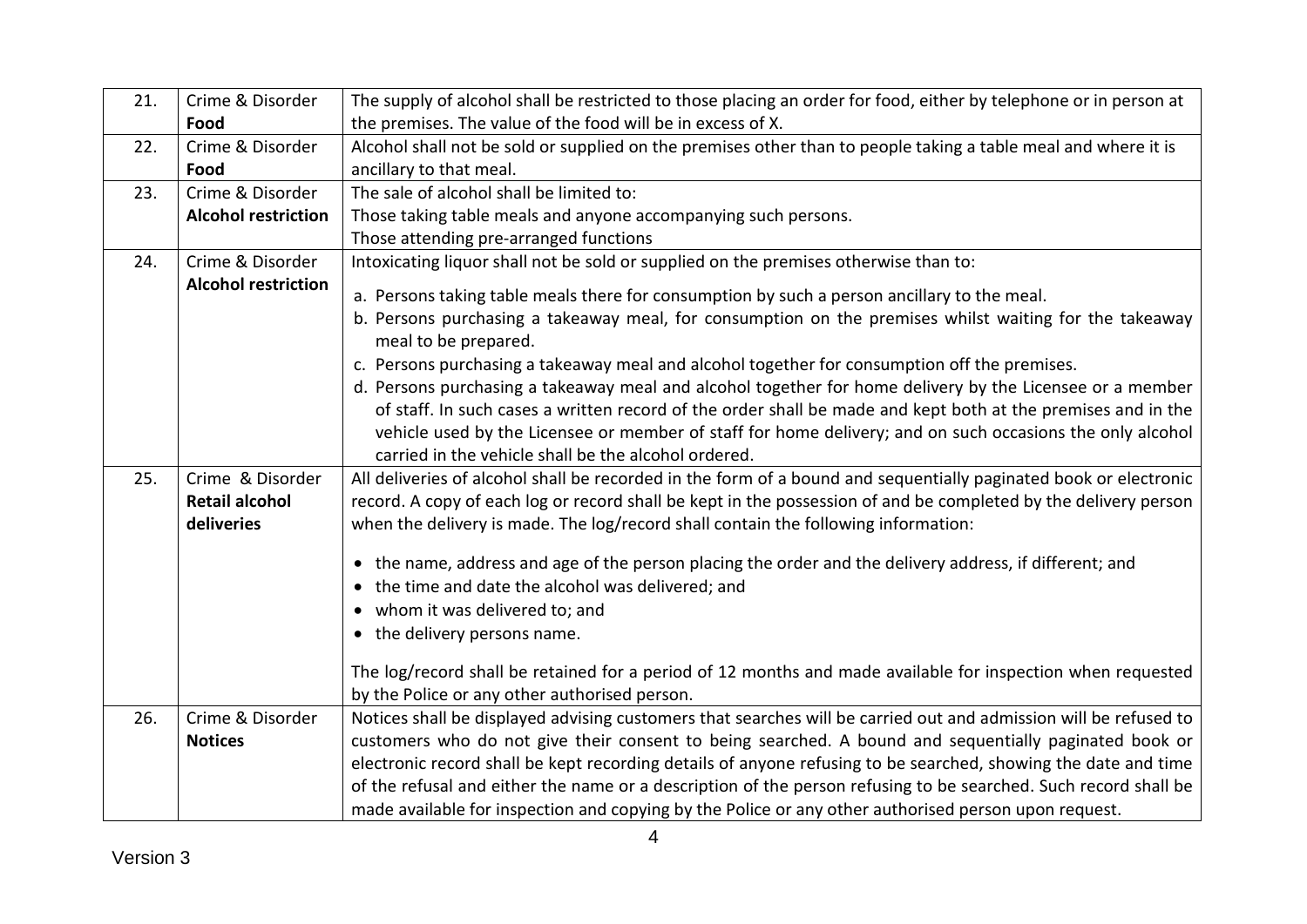| | | |
|---|---|---|
| 21. | Crime & Disorder **Food** | The supply of alcohol shall be restricted to those placing an order for food, either by telephone or in person at the premises. The value of the food will be in excess of X. |
| 22. | Crime & Disorder **Food** | Alcohol shall not be sold or supplied on the premises other than to people taking a table meal and where it is ancillary to that meal. |
| 23. | Crime & Disorder **Alcohol restriction** | The sale of alcohol shall be limited to:<br>Those taking table meals and anyone accompanying such persons.<br>Those attending pre-arranged functions |
| 24. | Crime & Disorder **Alcohol restriction** | Intoxicating liquor shall not be sold or supplied on the premises otherwise than to:<br>a. Persons taking table meals there for consumption by such a person ancillary to the meal.<br>b. Persons purchasing a takeaway meal, for consumption on the premises whilst waiting for the takeaway meal to be prepared.<br>c. Persons purchasing a takeaway meal and alcohol together for consumption off the premises.<br>d. Persons purchasing a takeaway meal and alcohol together for home delivery by the Licensee or a member of staff. In such cases a written record of the order shall be made and kept both at the premises and in the vehicle used by the Licensee or member of staff for home delivery; and on such occasions the only alcohol carried in the vehicle shall be the alcohol ordered. |
| 25. | Crime & Disorder **Retail alcohol deliveries** | All deliveries of alcohol shall be recorded in the form of a bound and sequentially paginated book or electronic record. A copy of each log or record shall be kept in the possession of and be completed by the delivery person when the delivery is made. The log/record shall contain the following information:<br>• the name, address and age of the person placing the order and the delivery address, if different; and<br>• the time and date the alcohol was delivered; and<br>• whom it was delivered to; and<br>• the delivery persons name.<br>The log/record shall be retained for a period of 12 months and made available for inspection when requested by the Police or any other authorised person. |
| 26. | Crime & Disorder **Notices** | Notices shall be displayed advising customers that searches will be carried out and admission will be refused to customers who do not give their consent to being searched. A bound and sequentially paginated book or electronic record shall be kept recording details of anyone refusing to be searched, showing the date and time of the refusal and either the name or a description of the person refusing to be searched. Such record shall be made available for inspection and copying by the Police or any other authorised person upon request. |

Version 3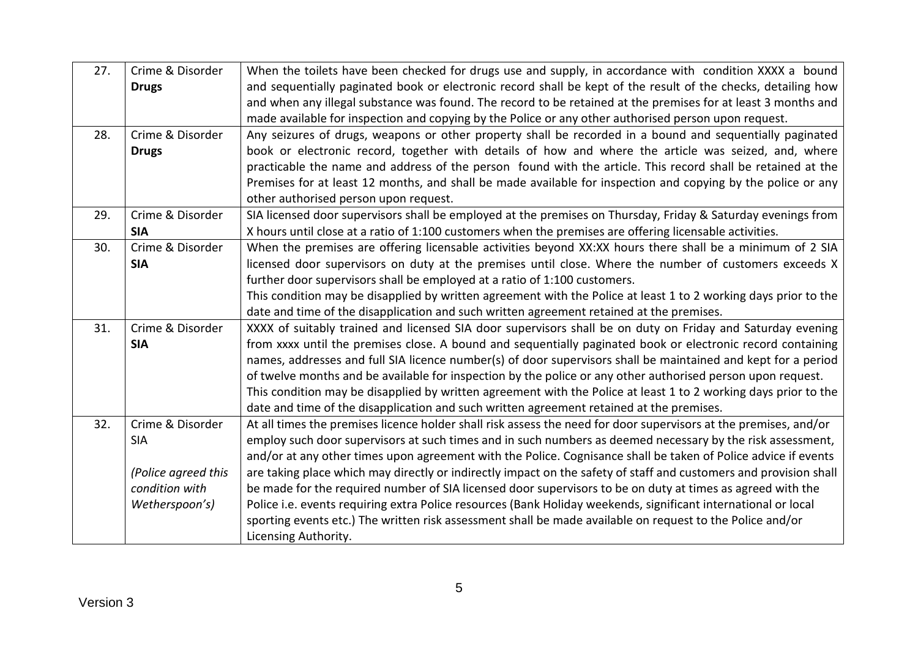| | | |
|---|---|---|
| 27. | Crime & Disorder **Drugs** | When the toilets have been checked for drugs use and supply, in accordance with condition XXXX a bound and sequentially paginated book or electronic record shall be kept of the result of the checks, detailing how and when any illegal substance was found. The record to be retained at the premises for at least 3 months and made available for inspection and copying by the Police or any other authorised person upon request. |
| 28. | Crime & Disorder **Drugs** | Any seizures of drugs, weapons or other property shall be recorded in a bound and sequentially paginated book or electronic record, together with details of how and where the article was seized, and, where practicable the name and address of the person found with the article. This record shall be retained at the Premises for at least 12 months, and shall be made available for inspection and copying by the police or any other authorised person upon request. |
| 29. | Crime & Disorder **SIA** | SIA licensed door supervisors shall be employed at the premises on Thursday, Friday & Saturday evenings from X hours until close at a ratio of 1:100 customers when the premises are offering licensable activities. |
| 30. | Crime & Disorder **SIA** | When the premises are offering licensable activities beyond XX:XX hours there shall be a minimum of 2 SIA licensed door supervisors on duty at the premises until close. Where the number of customers exceeds X further door supervisors shall be employed at a ratio of 1:100 customers.<br>This condition may be disapplied by written agreement with the Police at least 1 to 2 working days prior to the date and time of the disapplication and such written agreement retained at the premises. |
| 31. | Crime & Disorder **SIA** | XXXX of suitably trained and licensed SIA door supervisors shall be on duty on Friday and Saturday evening from xxxx until the premises close. A bound and sequentially paginated book or electronic record containing names, addresses and full SIA licence number(s) of door supervisors shall be maintained and kept for a period of twelve months and be available for inspection by the police or any other authorised person upon request.<br>This condition may be disapplied by written agreement with the Police at least 1 to 2 working days prior to the date and time of the disapplication and such written agreement retained at the premises. |
| 32. | Crime & Disorder SIA<br><br>*(Police agreed this condition with Wetherspoon's)* | At all times the premises licence holder shall risk assess the need for door supervisors at the premises, and/or employ such door supervisors at such times and in such numbers as deemed necessary by the risk assessment, and/or at any other times upon agreement with the Police. Cognisance shall be taken of Police advice if events are taking place which may directly or indirectly impact on the safety of staff and customers and provision shall be made for the required number of SIA licensed door supervisors to be on duty at times as agreed with the Police i.e. events requiring extra Police resources (Bank Holiday weekends, significant international or local sporting events etc.) The written risk assessment shall be made available on request to the Police and/or Licensing Authority. |

Version 3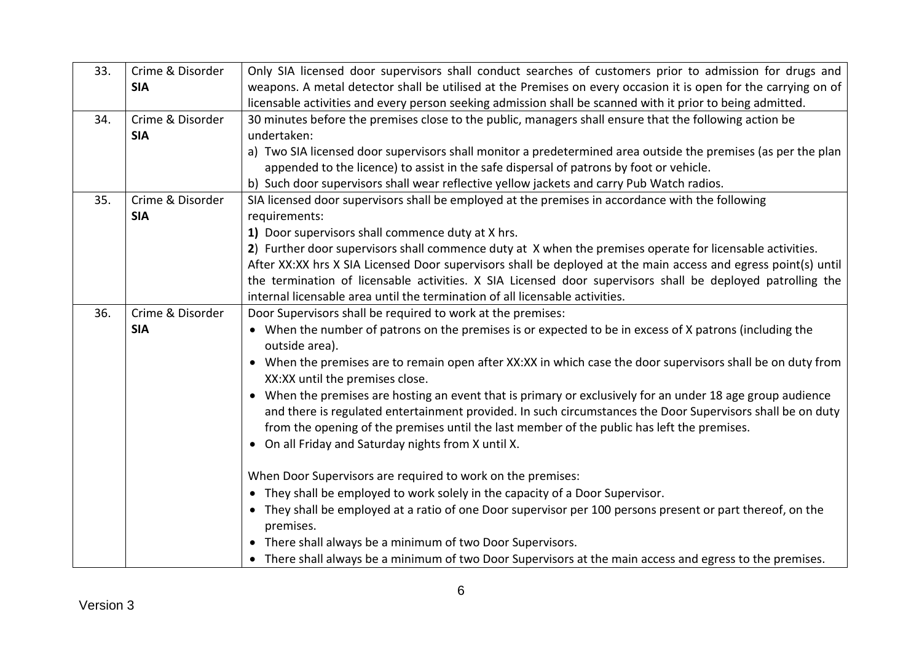| | | |
|---|---|---|
| 33. | Crime & Disorder **SIA** | Only SIA licensed door supervisors shall conduct searches of customers prior to admission for drugs and weapons. A metal detector shall be utilised at the Premises on every occasion it is open for the carrying on of licensable activities and every person seeking admission shall be scanned with it prior to being admitted. |
| 34. | Crime & Disorder **SIA** | 30 minutes before the premises close to the public, managers shall ensure that the following action be undertaken:<br>a) Two SIA licensed door supervisors shall monitor a predetermined area outside the premises (as per the plan appended to the licence) to assist in the safe dispersal of patrons by foot or vehicle.<br>b) Such door supervisors shall wear reflective yellow jackets and carry Pub Watch radios. |
| 35. | Crime & Disorder **SIA** | SIA licensed door supervisors shall be employed at the premises in accordance with the following requirements:<br>**1)** Door supervisors shall commence duty at X hrs.<br>**2**) Further door supervisors shall commence duty at X when the premises operate for licensable activities.<br>After XX:XX hrs X SIA Licensed Door supervisors shall be deployed at the main access and egress point(s) until the termination of licensable activities. X SIA Licensed door supervisors shall be deployed patrolling the internal licensable area until the termination of all licensable activities. |
| 36. | Crime & Disorder **SIA** | Door Supervisors shall be required to work at the premises:<br>• When the number of patrons on the premises is or expected to be in excess of X patrons (including the outside area).<br>• When the premises are to remain open after XX:XX in which case the door supervisors shall be on duty from XX:XX until the premises close.<br>• When the premises are hosting an event that is primary or exclusively for an under 18 age group audience and there is regulated entertainment provided. In such circumstances the Door Supervisors shall be on duty from the opening of the premises until the last member of the public has left the premises.<br>• On all Friday and Saturday nights from X until X.<br><br>When Door Supervisors are required to work on the premises:<br>• They shall be employed to work solely in the capacity of a Door Supervisor.<br>• They shall be employed at a ratio of one Door supervisor per 100 persons present or part thereof, on the premises.<br>• There shall always be a minimum of two Door Supervisors.<br>• There shall always be a minimum of two Door Supervisors at the main access and egress to the premises. |

Version 3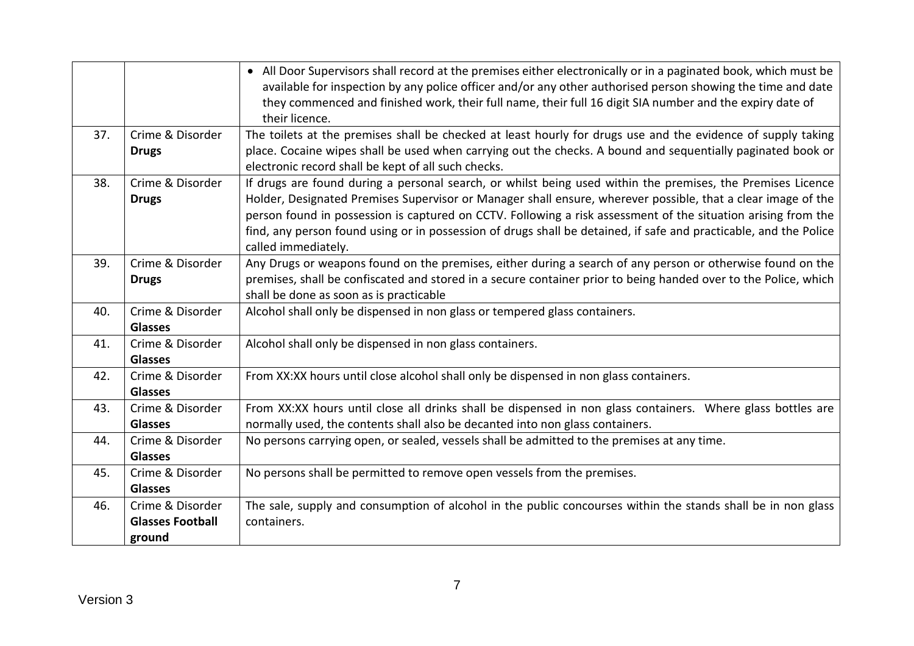| | | |
|---|---|---|
| | | • All Door Supervisors shall record at the premises either electronically or in a paginated book, which must be available for inspection by any police officer and/or any other authorised person showing the time and date they commenced and finished work, their full name, their full 16 digit SIA number and the expiry date of their licence. |
| 37. | Crime & Disorder **Drugs** | The toilets at the premises shall be checked at least hourly for drugs use and the evidence of supply taking place. Cocaine wipes shall be used when carrying out the checks. A bound and sequentially paginated book or electronic record shall be kept of all such checks. |
| 38. | Crime & Disorder **Drugs** | If drugs are found during a personal search, or whilst being used within the premises, the Premises Licence Holder, Designated Premises Supervisor or Manager shall ensure, wherever possible, that a clear image of the person found in possession is captured on CCTV. Following a risk assessment of the situation arising from the find, any person found using or in possession of drugs shall be detained, if safe and practicable, and the Police called immediately. |
| 39. | Crime & Disorder **Drugs** | Any Drugs or weapons found on the premises, either during a search of any person or otherwise found on the premises, shall be confiscated and stored in a secure container prior to being handed over to the Police, which shall be done as soon as is practicable |
| 40. | Crime & Disorder **Glasses** | Alcohol shall only be dispensed in non glass or tempered glass containers. |
| 41. | Crime & Disorder **Glasses** | Alcohol shall only be dispensed in non glass containers. |
| 42. | Crime & Disorder **Glasses** | From XX:XX hours until close alcohol shall only be dispensed in non glass containers. |
| 43. | Crime & Disorder **Glasses** | From XX:XX hours until close all drinks shall be dispensed in non glass containers. Where glass bottles are normally used, the contents shall also be decanted into non glass containers. |
| 44. | Crime & Disorder **Glasses** | No persons carrying open, or sealed, vessels shall be admitted to the premises at any time. |
| 45. | Crime & Disorder **Glasses** | No persons shall be permitted to remove open vessels from the premises. |
| 46. | Crime & Disorder **Glasses Football ground** | The sale, supply and consumption of alcohol in the public concourses within the stands shall be in non glass containers. |

Version 3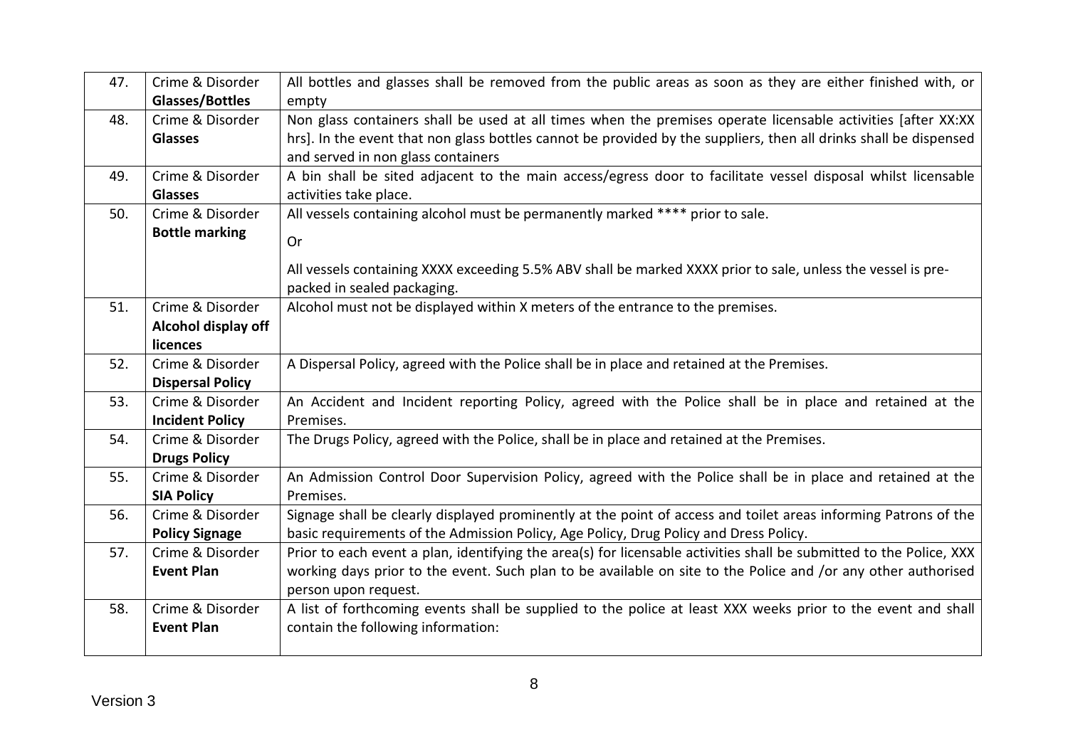| | | |
|---|---|---|
| 47. | Crime & Disorder **Glasses/Bottles** | All bottles and glasses shall be removed from the public areas as soon as they are either finished with, or empty |
| 48. | Crime & Disorder **Glasses** | Non glass containers shall be used at all times when the premises operate licensable activities [after XX:XX hrs]. In the event that non glass bottles cannot be provided by the suppliers, then all drinks shall be dispensed and served in non glass containers |
| 49. | Crime & Disorder **Glasses** | A bin shall be sited adjacent to the main access/egress door to facilitate vessel disposal whilst licensable activities take place. |
| 50. | Crime & Disorder **Bottle marking** | All vessels containing alcohol must be permanently marked **** prior to sale.<br><br>Or<br><br>All vessels containing XXXX exceeding 5.5% ABV shall be marked XXXX prior to sale, unless the vessel is pre-packed in sealed packaging. |
| 51. | Crime & Disorder **Alcohol display off licences** | Alcohol must not be displayed within X meters of the entrance to the premises. |
| 52. | Crime & Disorder **Dispersal Policy** | A Dispersal Policy, agreed with the Police shall be in place and retained at the Premises. |
| 53. | Crime & Disorder **Incident Policy** | An Accident and Incident reporting Policy, agreed with the Police shall be in place and retained at the Premises. |
| 54. | Crime & Disorder **Drugs Policy** | The Drugs Policy, agreed with the Police, shall be in place and retained at the Premises. |
| 55. | Crime & Disorder **SIA Policy** | An Admission Control Door Supervision Policy, agreed with the Police shall be in place and retained at the Premises. |
| 56. | Crime & Disorder **Policy Signage** | Signage shall be clearly displayed prominently at the point of access and toilet areas informing Patrons of the basic requirements of the Admission Policy, Age Policy, Drug Policy and Dress Policy. |
| 57. | Crime & Disorder **Event Plan** | Prior to each event a plan, identifying the area(s) for licensable activities shall be submitted to the Police, XXX working days prior to the event. Such plan to be available on site to the Police and /or any other authorised person upon request. |
| 58. | Crime & Disorder **Event Plan** | A list of forthcoming events shall be supplied to the police at least XXX weeks prior to the event and shall contain the following information: |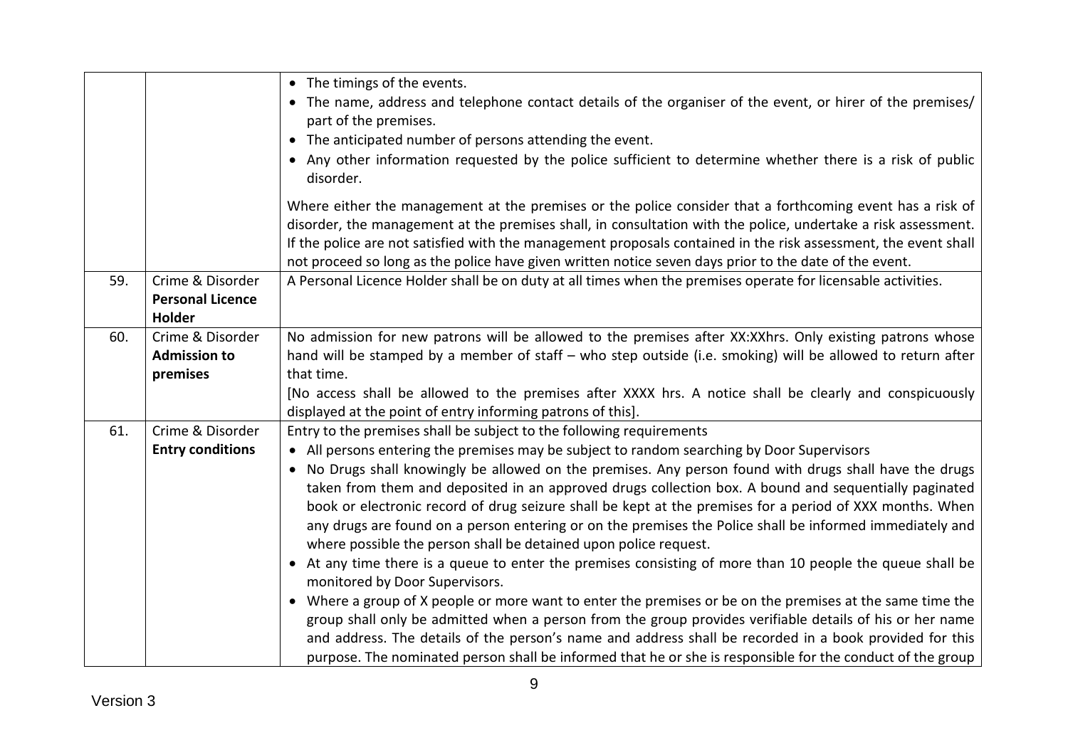| | | |
|---|---|---|
| | | • The timings of the events.<br>• The name, address and telephone contact details of the organiser of the event, or hirer of the premises/ part of the premises.<br>• The anticipated number of persons attending the event.<br>• Any other information requested by the police sufficient to determine whether there is a risk of public disorder.<br><br>Where either the management at the premises or the police consider that a forthcoming event has a risk of disorder, the management at the premises shall, in consultation with the police, undertake a risk assessment. If the police are not satisfied with the management proposals contained in the risk assessment, the event shall not proceed so long as the police have given written notice seven days prior to the date of the event. |
| 59. | Crime & Disorder<br>**Personal Licence Holder** | A Personal Licence Holder shall be on duty at all times when the premises operate for licensable activities. |
| 60. | Crime & Disorder<br>**Admission to premises** | No admission for new patrons will be allowed to the premises after XX:XXhrs. Only existing patrons whose hand will be stamped by a member of staff – who step outside (i.e. smoking) will be allowed to return after that time.<br>[No access shall be allowed to the premises after XXXX hrs. A notice shall be clearly and conspicuously displayed at the point of entry informing patrons of this]. |
| 61. | Crime & Disorder<br>**Entry conditions** | Entry to the premises shall be subject to the following requirements<br>• All persons entering the premises may be subject to random searching by Door Supervisors<br>• No Drugs shall knowingly be allowed on the premises. Any person found with drugs shall have the drugs taken from them and deposited in an approved drugs collection box. A bound and sequentially paginated book or electronic record of drug seizure shall be kept at the premises for a period of XXX months. When any drugs are found on a person entering or on the premises the Police shall be informed immediately and where possible the person shall be detained upon police request.<br>• At any time there is a queue to enter the premises consisting of more than 10 people the queue shall be monitored by Door Supervisors.<br>• Where a group of X people or more want to enter the premises or be on the premises at the same time the group shall only be admitted when a person from the group provides verifiable details of his or her name and address. The details of the person's name and address shall be recorded in a book provided for this purpose. The nominated person shall be informed that he or she is responsible for the conduct of the group |

Version 3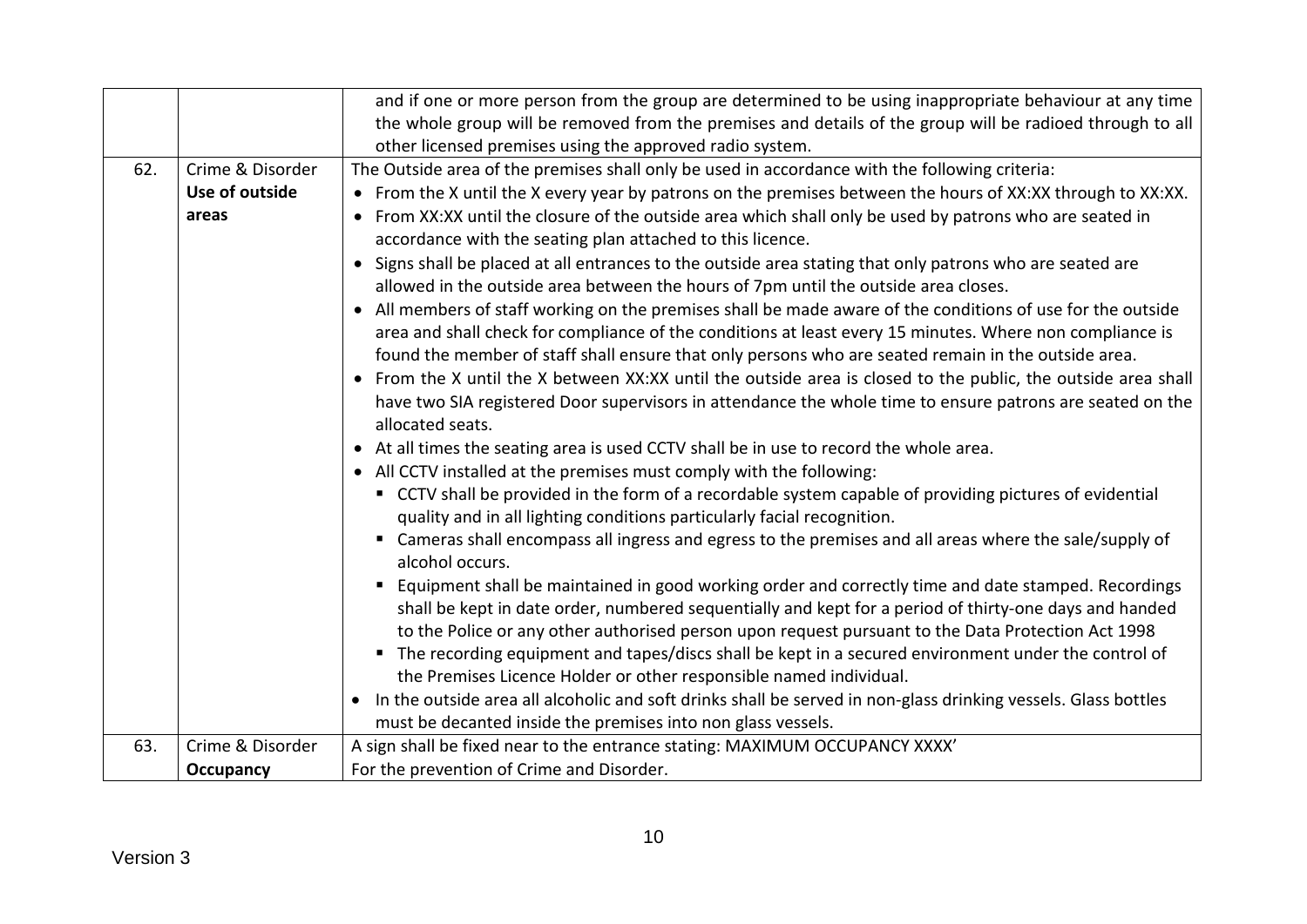| | | |
|---|---|---|
| | | and if one or more person from the group are determined to be using inappropriate behaviour at any time the whole group will be removed from the premises and details of the group will be radioed through to all other licensed premises using the approved radio system. |
| 62. | Crime & Disorder **Use of outside areas** | The Outside area of the premises shall only be used in accordance with the following criteria:<br>• From the X until the X every year by patrons on the premises between the hours of XX:XX through to XX:XX.<br>• From XX:XX until the closure of the outside area which shall only be used by patrons who are seated in accordance with the seating plan attached to this licence.<br>• Signs shall be placed at all entrances to the outside area stating that only patrons who are seated are allowed in the outside area between the hours of 7pm until the outside area closes.<br>• All members of staff working on the premises shall be made aware of the conditions of use for the outside area and shall check for compliance of the conditions at least every 15 minutes. Where non compliance is found the member of staff shall ensure that only persons who are seated remain in the outside area.<br>• From the X until the X between XX:XX until the outside area is closed to the public, the outside area shall have two SIA registered Door supervisors in attendance the whole time to ensure patrons are seated on the allocated seats.<br>• At all times the seating area is used CCTV shall be in use to record the whole area.<br>• All CCTV installed at the premises must comply with the following:<br>&nbsp;&nbsp;▪ CCTV shall be provided in the form of a recordable system capable of providing pictures of evidential quality and in all lighting conditions particularly facial recognition.<br>&nbsp;&nbsp;▪ Cameras shall encompass all ingress and egress to the premises and all areas where the sale/supply of alcohol occurs.<br>&nbsp;&nbsp;▪ Equipment shall be maintained in good working order and correctly time and date stamped. Recordings shall be kept in date order, numbered sequentially and kept for a period of thirty-one days and handed to the Police or any other authorised person upon request pursuant to the Data Protection Act 1998<br>&nbsp;&nbsp;▪ The recording equipment and tapes/discs shall be kept in a secured environment under the control of the Premises Licence Holder or other responsible named individual.<br>• In the outside area all alcoholic and soft drinks shall be served in non-glass drinking vessels. Glass bottles must be decanted inside the premises into non glass vessels. |
| 63. | Crime & Disorder **Occupancy** | A sign shall be fixed near to the entrance stating: MAXIMUM OCCUPANCY XXXX'<br>For the prevention of Crime and Disorder. |

Version 3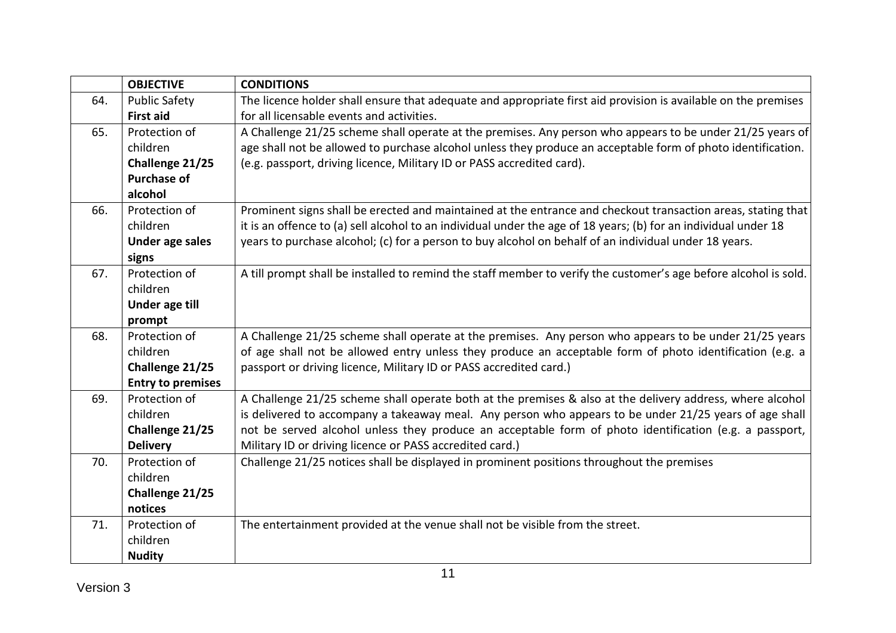| | OBJECTIVE | CONDITIONS |
|---|---|---|
| 64. | Public Safety **First aid** | The licence holder shall ensure that adequate and appropriate first aid provision is available on the premises for all licensable events and activities. |
| 65. | Protection of children **Challenge 21/25 Purchase of alcohol** | A Challenge 21/25 scheme shall operate at the premises. Any person who appears to be under 21/25 years of age shall not be allowed to purchase alcohol unless they produce an acceptable form of photo identification. (e.g. passport, driving licence, Military ID or PASS accredited card). |
| 66. | Protection of children **Under age sales signs** | Prominent signs shall be erected and maintained at the entrance and checkout transaction areas, stating that it is an offence to (a) sell alcohol to an individual under the age of 18 years; (b) for an individual under 18 years to purchase alcohol; (c) for a person to buy alcohol on behalf of an individual under 18 years. |
| 67. | Protection of children **Under age till prompt** | A till prompt shall be installed to remind the staff member to verify the customer's age before alcohol is sold. |
| 68. | Protection of children **Challenge 21/25 Entry to premises** | A Challenge 21/25 scheme shall operate at the premises. Any person who appears to be under 21/25 years of age shall not be allowed entry unless they produce an acceptable form of photo identification (e.g. a passport or driving licence, Military ID or PASS accredited card.) |
| 69. | Protection of children **Challenge 21/25 Delivery** | A Challenge 21/25 scheme shall operate both at the premises & also at the delivery address, where alcohol is delivered to accompany a takeaway meal. Any person who appears to be under 21/25 years of age shall not be served alcohol unless they produce an acceptable form of photo identification (e.g. a passport, Military ID or driving licence or PASS accredited card.) |
| 70. | Protection of children **Challenge 21/25 notices** | Challenge 21/25 notices shall be displayed in prominent positions throughout the premises |
| 71. | Protection of children **Nudity** | The entertainment provided at the venue shall not be visible from the street. |

Version 3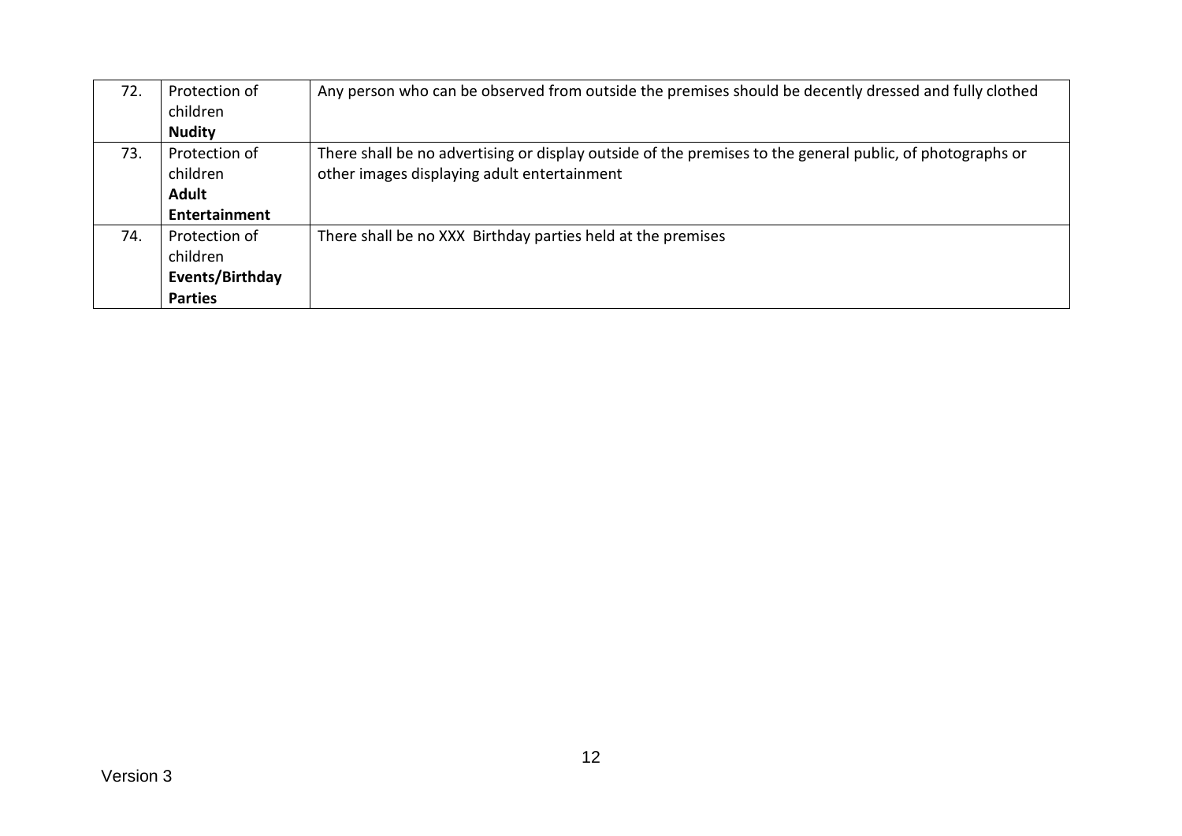| | | |
|---|---|---|
| 72. | Protection of children **Nudity** | Any person who can be observed from outside the premises should be decently dressed and fully clothed |
| 73. | Protection of children **Adult Entertainment** | There shall be no advertising or display outside of the premises to the general public, of photographs or other images displaying adult entertainment |
| 74. | Protection of children **Events/Birthday Parties** | There shall be no XXX Birthday parties held at the premises |

Version 3